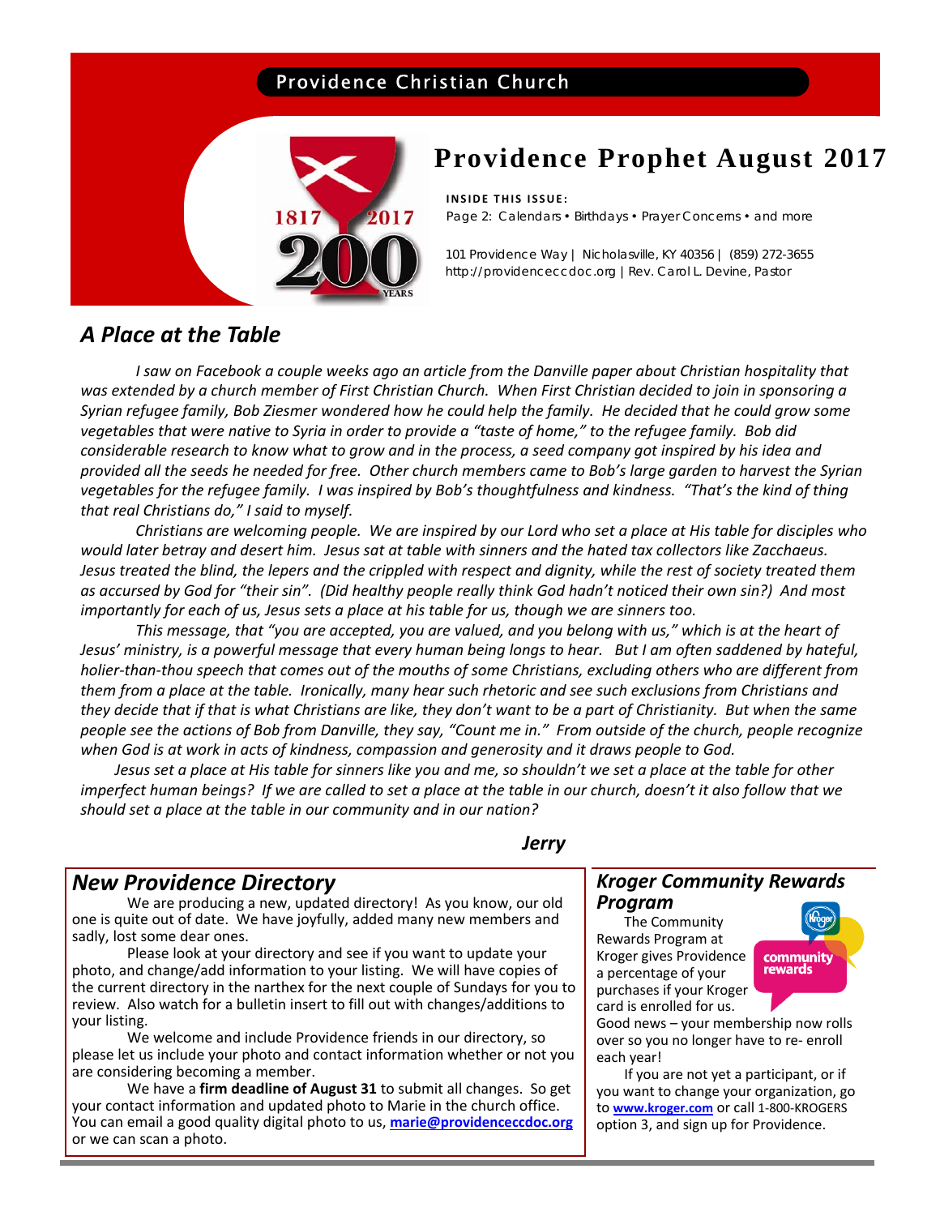Providence Christian Church

# Providence Prophet August 2017

**INSIDE THIS ISSUE:**

Page 2: Calendars • Birthdays • Prayer Concerns • and more

101 Providence Way | Nicholasville, KY 40356 | (859) 272-3655
http://providenceccdoc.org | Rev. Carol L. Devine, Pastor

## *A Place at the Table*

*I saw on Facebook a couple weeks ago an article from the Danville paper about Christian hospitality that was extended by a church member of First Christian Church. When First Christian decided to join in sponsoring a Syrian refugee family, Bob Ziesmer wondered how he could help the family. He decided that he could grow some vegetables that were native to Syria in order to provide a "taste of home," to the refugee family. Bob did considerable research to know what to grow and in the process, a seed company got inspired by his idea and provided all the seeds he needed for free. Other church members came to Bob's large garden to harvest the Syrian vegetables for the refugee family. I was inspired by Bob's thoughtfulness and kindness. "That's the kind of thing that real Christians do," I said to myself.*

*Christians are welcoming people. We are inspired by our Lord who set a place at His table for disciples who would later betray and desert him. Jesus sat at table with sinners and the hated tax collectors like Zacchaeus. Jesus treated the blind, the lepers and the crippled with respect and dignity, while the rest of society treated them as accursed by God for "their sin". (Did healthy people really think God hadn't noticed their own sin?) And most importantly for each of us, Jesus sets a place at his table for us, though we are sinners too.*

*This message, that "you are accepted, you are valued, and you belong with us," which is at the heart of Jesus' ministry, is a powerful message that every human being longs to hear. But I am often saddened by hateful, holier-than-thou speech that comes out of the mouths of some Christians, excluding others who are different from them from a place at the table. Ironically, many hear such rhetoric and see such exclusions from Christians and they decide that if that is what Christians are like, they don't want to be a part of Christianity. But when the same people see the actions of Bob from Danville, they say, "Count me in." From outside of the church, people recognize when God is at work in acts of kindness, compassion and generosity and it draws people to God.*

*Jesus set a place at His table for sinners like you and me, so shouldn't we set a place at the table for other imperfect human beings? If we are called to set a place at the table in our church, doesn't it also follow that we should set a place at the table in our community and in our nation?*

***Jerry***

## *New Providence Directory*

We are producing a new, updated directory! As you know, our old one is quite out of date. We have joyfully, added many new members and sadly, lost some dear ones.

Please look at your directory and see if you want to update your photo, and change/add information to your listing. We will have copies of the current directory in the narthex for the next couple of Sundays for you to review. Also watch for a bulletin insert to fill out with changes/additions to your listing.

We welcome and include Providence friends in our directory, so please let us include your photo and contact information whether or not you are considering becoming a member.

We have a **firm deadline of August 31** to submit all changes. So get your contact information and updated photo to Marie in the church office. You can email a good quality digital photo to us, **marie@providenceccdoc.org** or we can scan a photo.

## *Kroger Community Rewards Program*

The Community Rewards Program at Kroger gives Providence a percentage of your purchases if your Kroger card is enrolled for us. Good news – your membership now rolls over so you no longer have to re- enroll each year!

If you are not yet a participant, or if you want to change your organization, go to **www.kroger.com** or call 1-800-KROGERS option 3, and sign up for Providence.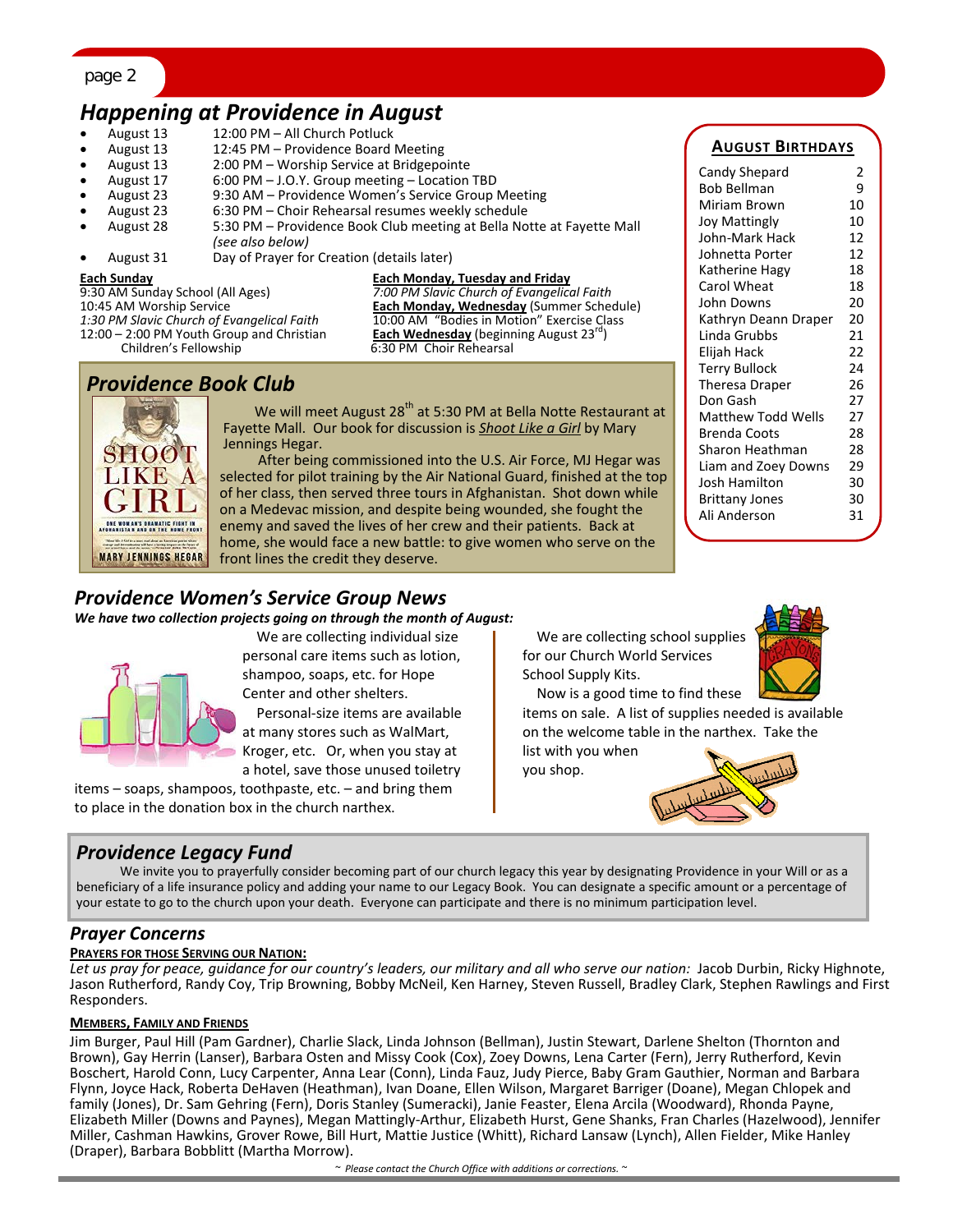## Happening at Providence in August

- August 13 — 12:00 PM – All Church Potluck
- August 13 — 12:45 PM – Providence Board Meeting
- August 13 — 2:00 PM – Worship Service at Bridgepointe
- August 17 — 6:00 PM – J.O.Y. Group meeting – Location TBD
- August 23 — 9:30 AM – Providence Women's Service Group Meeting
- August 23 — 6:30 PM – Choir Rehearsal resumes weekly schedule
- August 28 — 5:30 PM – Providence Book Club meeting at Bella Notte at Fayette Mall *(see also below)*
- August 31 — Day of Prayer for Creation (details later)

**Each Sunday**
9:30 AM Sunday School (All Ages)
10:45 AM Worship Service
*1:30 PM Slavic Church of Evangelical Faith*
12:00 – 2:00 PM Youth Group and Christian Children's Fellowship

**Each Monday, Tuesday and Friday**
*7:00 PM Slavic Church of Evangelical Faith*
**Each Monday, Wednesday** (Summer Schedule)
10:00 AM "Bodies in Motion" Exercise Class
**Each Wednesday** (beginning August 23rd)
6:30 PM Choir Rehearsal

### August Birthdays

| | |
|---|---|
| Candy Shepard | 2 |
| Bob Bellman | 9 |
| Miriam Brown | 10 |
| Joy Mattingly | 10 |
| John-Mark Hack | 12 |
| Johnetta Porter | 12 |
| Katherine Hagy | 18 |
| Carol Wheat | 18 |
| John Downs | 20 |
| Kathryn Deann Draper | 20 |
| Linda Grubbs | 21 |
| Elijah Hack | 22 |
| Terry Bullock | 24 |
| Theresa Draper | 26 |
| Don Gash | 27 |
| Matthew Todd Wells | 27 |
| Brenda Coots | 28 |
| Sharon Heathman | 28 |
| Liam and Zoey Downs | 29 |
| Josh Hamilton | 30 |
| Brittany Jones | 30 |
| Ali Anderson | 31 |

## Providence Book Club

We will meet August 28th at 5:30 PM at Bella Notte Restaurant at Fayette Mall. Our book for discussion is *Shoot Like a Girl* by Mary Jennings Hegar.

After being commissioned into the U.S. Air Force, MJ Hegar was selected for pilot training by the Air National Guard, finished at the top of her class, then served three tours in Afghanistan. Shot down while on a Medevac mission, and despite being wounded, she fought the enemy and saved the lives of her crew and their patients. Back at home, she would face a new battle: to give women who serve on the front lines the credit they deserve.

## Providence Women's Service Group News

***We have two collection projects going on through the month of August:***

We are collecting individual size personal care items such as lotion, shampoo, soaps, etc. for Hope Center and other shelters.

Personal-size items are available at many stores such as WalMart, Kroger, etc. Or, when you stay at a hotel, save those unused toiletry items – soaps, shampoos, toothpaste, etc. – and bring them to place in the donation box in the church narthex.

We are collecting school supplies for our Church World Services School Supply Kits.

Now is a good time to find these items on sale. A list of supplies needed is available on the welcome table in the narthex. Take the list with you when you shop.

## Providence Legacy Fund

We invite you to prayerfully consider becoming part of our church legacy this year by designating Providence in your Will or as a beneficiary of a life insurance policy and adding your name to our Legacy Book. You can designate a specific amount or a percentage of your estate to go to the church upon your death. Everyone can participate and there is no minimum participation level.

## Prayer Concerns

**PRAYERS FOR THOSE SERVING OUR NATION:**

*Let us pray for peace, guidance for our country's leaders, our military and all who serve our nation:* Jacob Durbin, Ricky Highnote, Jason Rutherford, Randy Coy, Trip Browning, Bobby McNeil, Ken Harney, Steven Russell, Bradley Clark, Stephen Rawlings and First Responders.

**MEMBERS, FAMILY AND FRIENDS**

Jim Burger, Paul Hill (Pam Gardner), Charlie Slack, Linda Johnson (Bellman), Justin Stewart, Darlene Shelton (Thornton and Brown), Gay Herrin (Lanser), Barbara Osten and Missy Cook (Cox), Zoey Downs, Lena Carter (Fern), Jerry Rutherford, Kevin Boschert, Harold Conn, Lucy Carpenter, Anna Lear (Conn), Linda Fauz, Judy Pierce, Baby Gram Gauthier, Norman and Barbara Flynn, Joyce Hack, Roberta DeHaven (Heathman), Ivan Doane, Ellen Wilson, Margaret Barriger (Doane), Megan Chlopek and family (Jones), Dr. Sam Gehring (Fern), Doris Stanley (Sumeracki), Janie Feaster, Elena Arcila (Woodward), Rhonda Payne, Elizabeth Miller (Downs and Paynes), Megan Mattingly-Arthur, Elizabeth Hurst, Gene Shanks, Fran Charles (Hazelwood), Jennifer Miller, Cashman Hawkins, Grover Rowe, Bill Hurt, Mattie Justice (Whitt), Richard Lansaw (Lynch), Allen Fielder, Mike Hanley (Draper), Barbara Bobblitt (Martha Morrow).

*~ Please contact the Church Office with additions or corrections. ~*